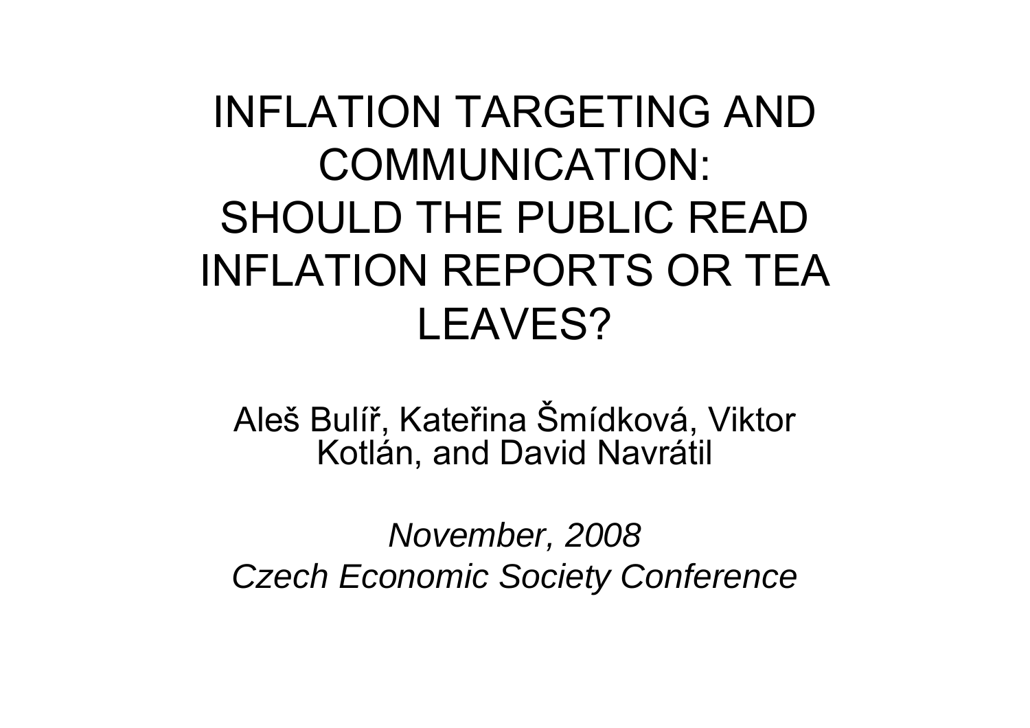# INFLATION TARGETING AND COMMUNICATION: SHOULD THE PUBLIC READ INFLATION REPORTS OR TEA LEAVES?

Aleš Bulíř, Kateřina Šmídková, Viktor Kotlán, and David Navrátil

*November, 2008*
*Czech Economic Society Conference*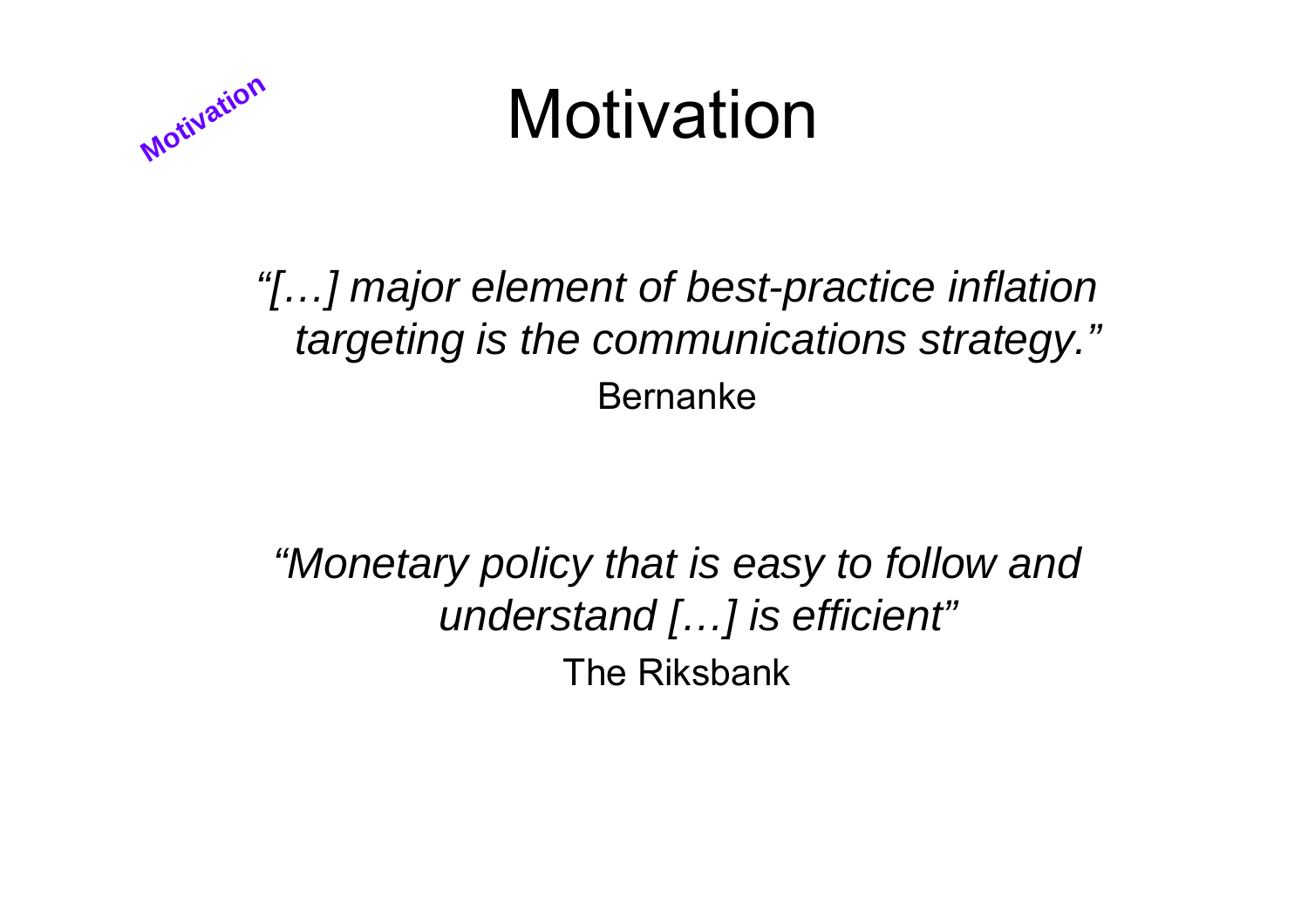# Motivation

*"[…] major element of best-practice inflation targeting is the communications strategy."*

Bernanke

*"Monetary policy that is easy to follow and understand […] is efficient"*

The Riksbank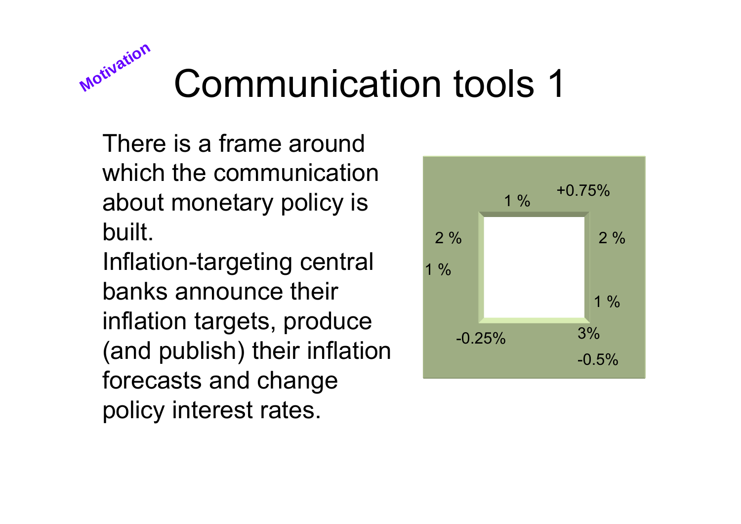Motivation

# Communication tools 1

There is a frame around which the communication about monetary policy is built.

Inflation-targeting central banks announce their inflation targets, produce (and publish) their inflation forecasts and change policy interest rates.

1 % +0.75%

2 % 2 %

1 %

1 %

-0.25% 3%

-0.5%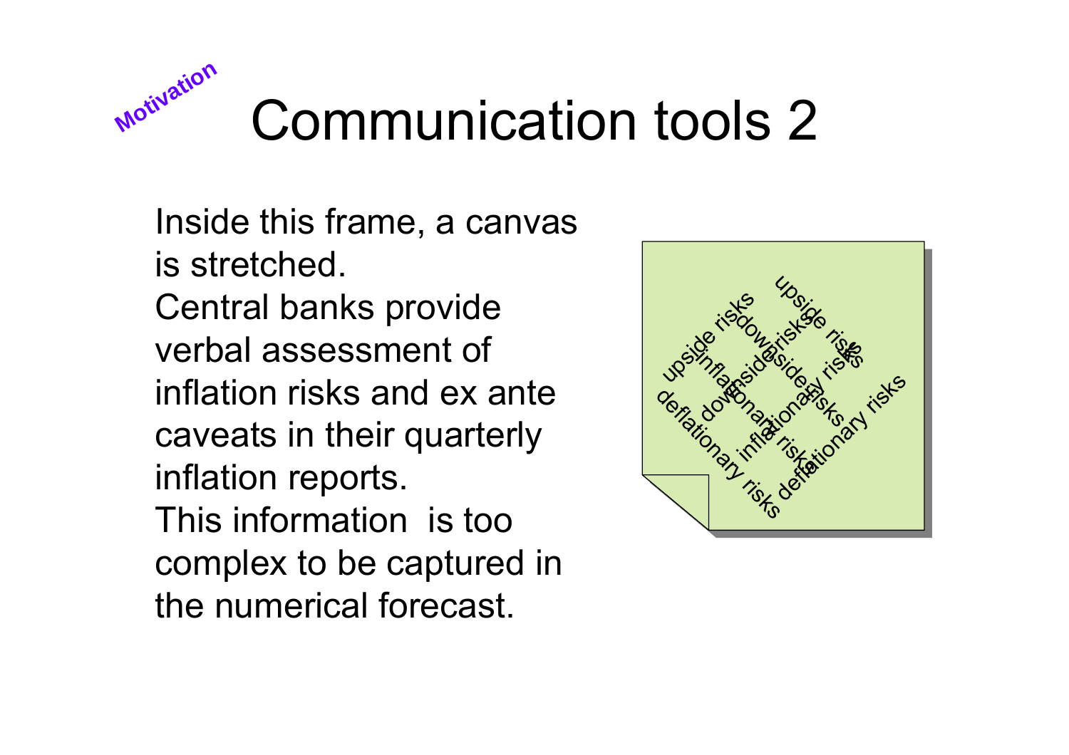Motivation

# Communication tools 2

Inside this frame, a canvas is stretched.
Central banks provide verbal assessment of inflation risks and ex ante caveats in their quarterly inflation reports.
This information is too complex to be captured in the numerical forecast.

upside risks
downside risks
upside risks
inflationary risks
downside risks
inflationary risks
deflationary risks
inflationary risks
deflationary risks
downside risks
upside risks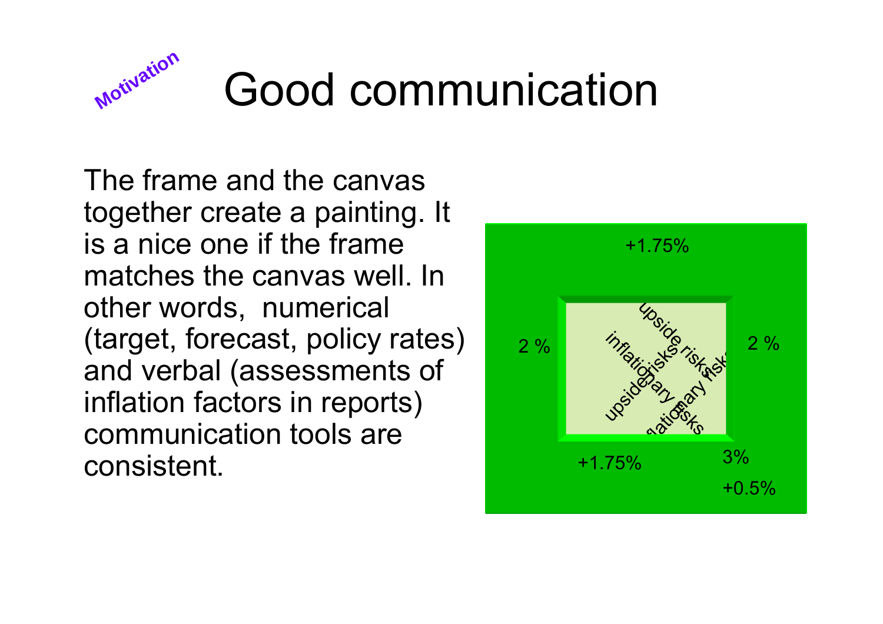Motivation

# Good communication

The frame and the canvas together create a painting. It is a nice one if the frame matches the canvas well. In other words,  numerical (target, forecast, policy rates) and verbal (assessments of inflation factors in reports) communication tools are consistent.

+1.75%

2 %

2 %

upside risks

inflationary risks

upside risks

inflationary risks

+1.75%

3%

+0.5%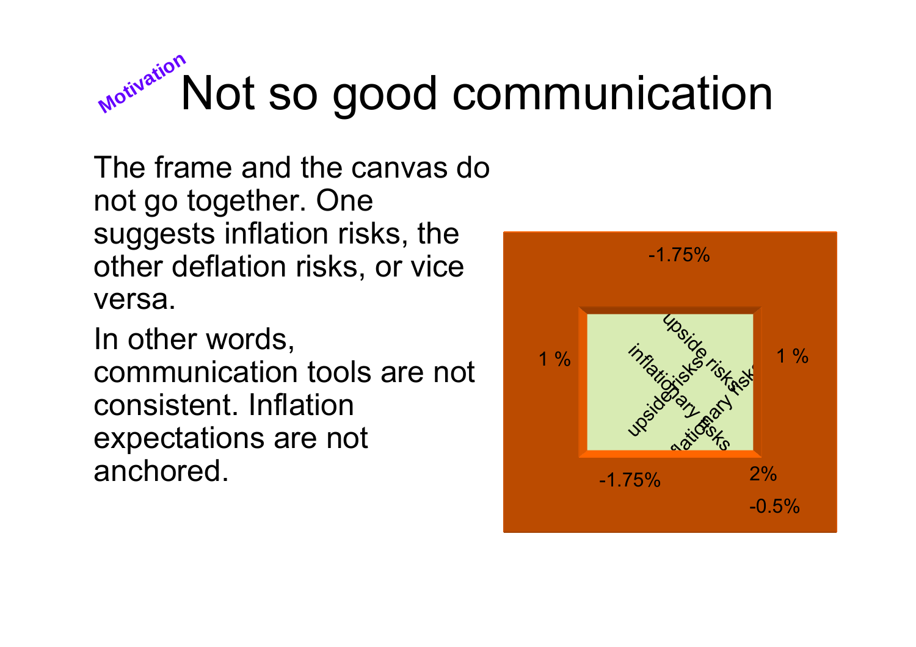# Motivation Not so good communication

The frame and the canvas do not go together. One suggests inflation risks, the other deflation risks, or vice versa.

In other words, communication tools are not consistent. Inflation expectations are not anchored.

-1.75%

1 %

1 %

upside risks

inflationary risks

upside risks

inflationary risks

-1.75%

2%

-0.5%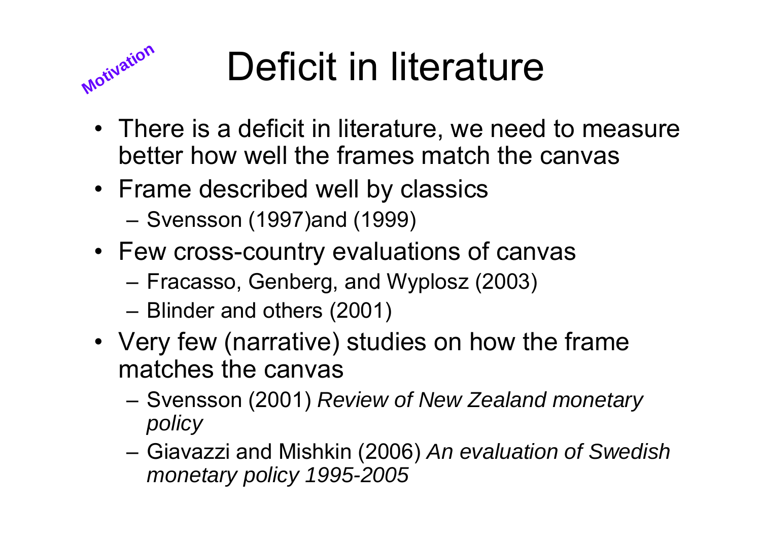Motivation

# Deficit in literature

- There is a deficit in literature, we need to measure better how well the frames match the canvas
- Frame described well by classics
  - Svensson (1997)and (1999)
- Few cross-country evaluations of canvas
  - Fracasso, Genberg, and Wyplosz (2003)
  - Blinder and others (2001)
- Very few (narrative) studies on how the frame matches the canvas
  - Svensson (2001) *Review of New Zealand monetary policy*
  - Giavazzi and Mishkin (2006) *An evaluation of Swedish monetary policy 1995-2005*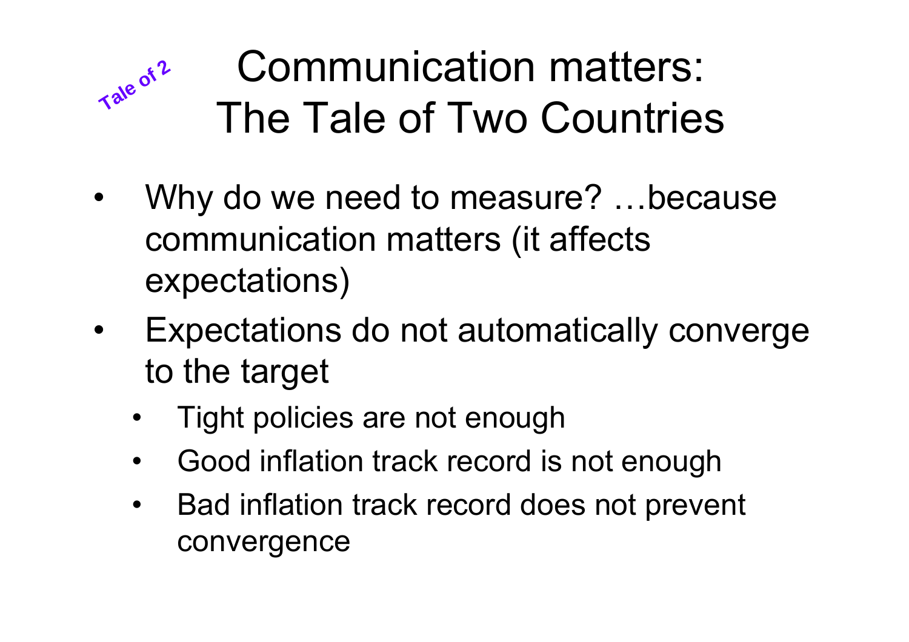Tale of 2

# Communication matters: The Tale of Two Countries

- Why do we need to measure? …because communication matters (it affects expectations)
- Expectations do not automatically converge to the target
  - Tight policies are not enough
  - Good inflation track record is not enough
  - Bad inflation track record does not prevent convergence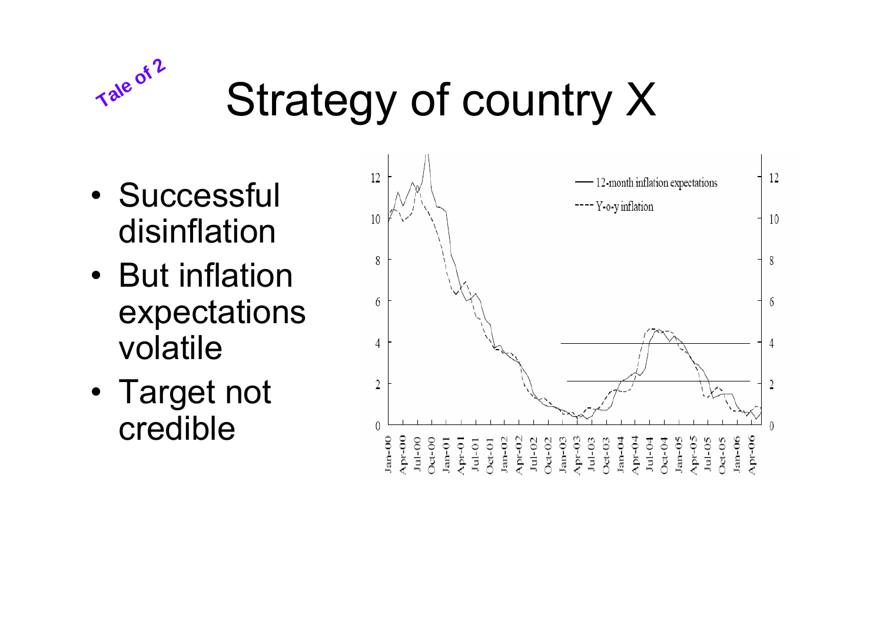Tale of 2

# Strategy of country X

- Successful disinflation
- But inflation expectations volatile
- Target not credible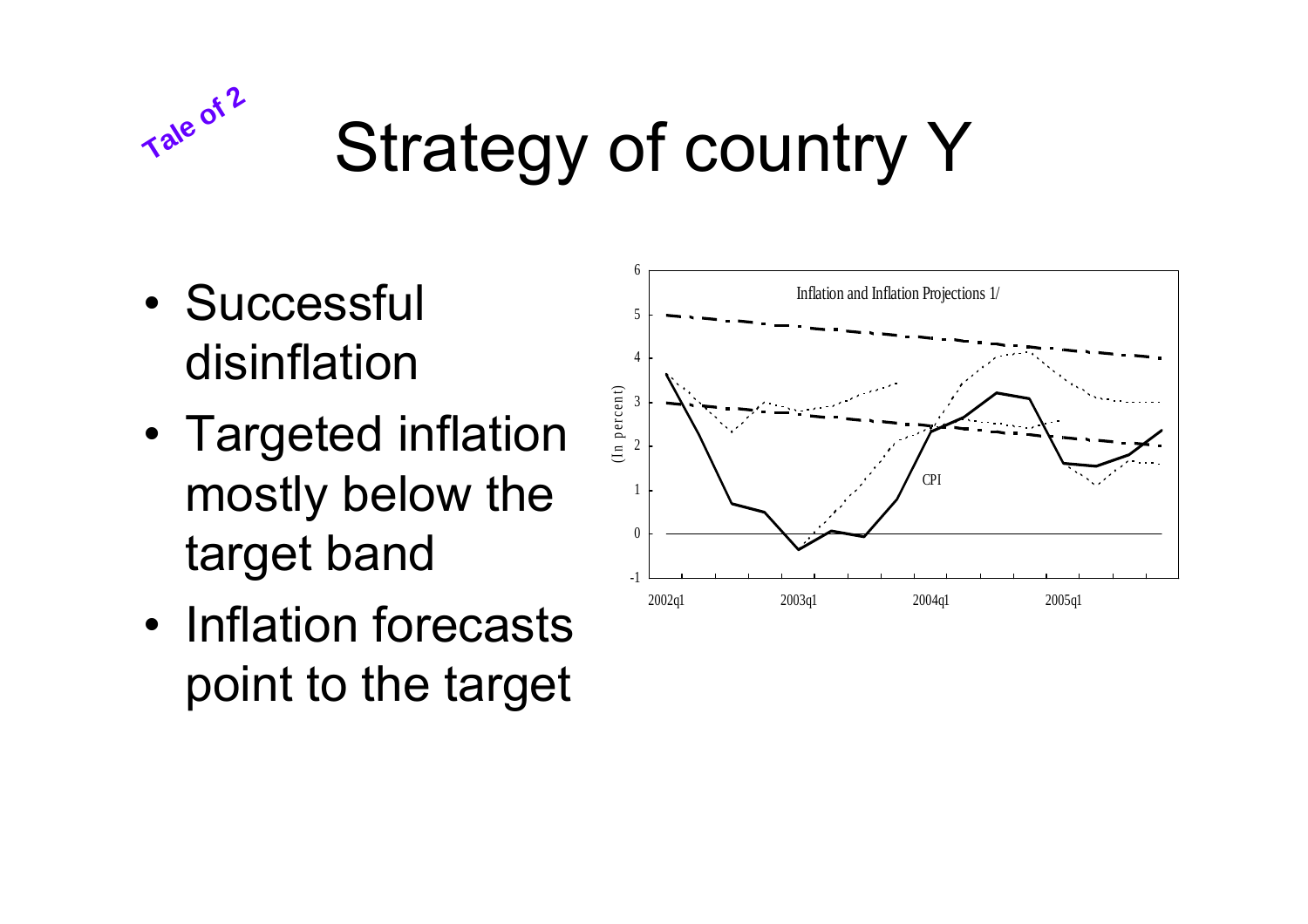Tale of 2

# Strategy of country Y

- Successful disinflation
- Targeted inflation mostly below the target band
- Inflation forecasts point to the target

Inflation and Inflation Projections 1/

(In percent)

CPI

2002q1 2003q1 2004q1 2005q1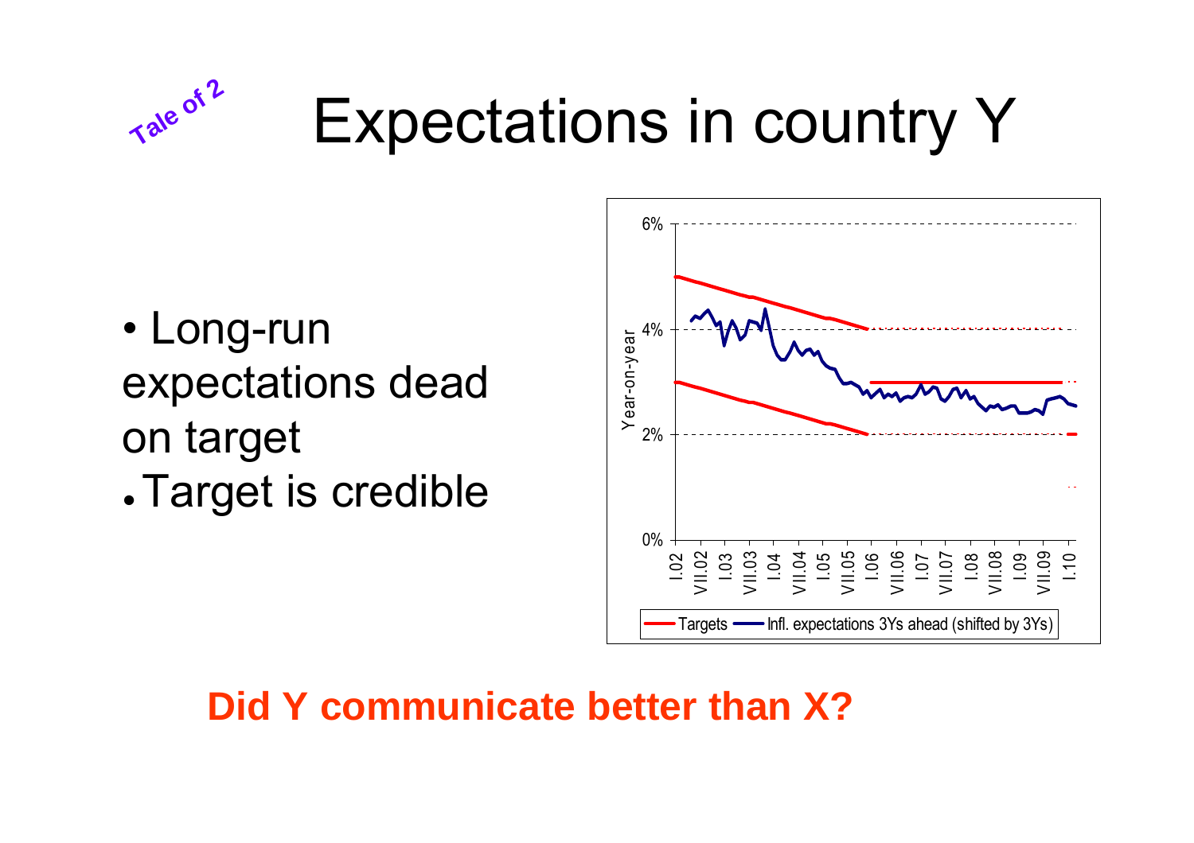*Tale of 2*

# Expectations in country Y

- Long-run expectations dead on target
- Target is credible

6%

4%

2%

0%

Year-on-year

I.02 VII.02 I.03 VII.03 I.04 VII.04 I.05 VII.05 I.06 VII.06 I.07 VII.07 I.08 VII.08 I.09 VII.09 I.10

Targets — Infl. expectations 3Ys ahead (shifted by 3Ys)

**Did Y communicate better than X?**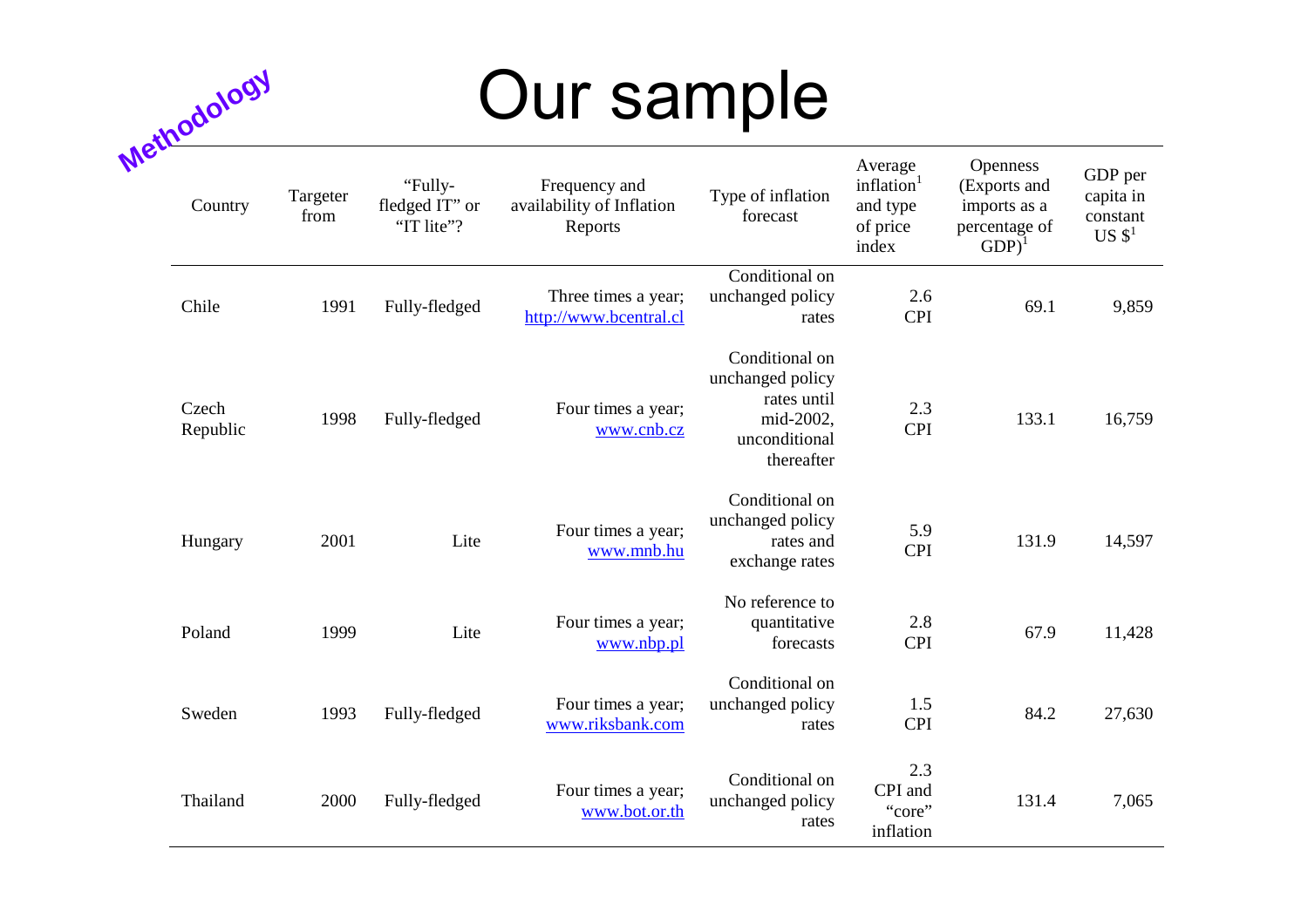*Methodology*

# Our sample

| Country | Targeter from | "Fully-fledged IT" or "IT lite"? | Frequency and availability of Inflation Reports | Type of inflation forecast | Average inflation[1] and type of price index | Openness (Exports and imports as a percentage of GDP)[1] | GDP per capita in constant US $[1] |
|---|---|---|---|---|---|---|---|
| Chile | 1991 | Fully-fledged | Three times a year; http://www.bcentral.cl | Conditional on unchanged policy rates | 2.6 CPI | 69.1 | 9,859 |
| Czech Republic | 1998 | Fully-fledged | Four times a year; www.cnb.cz | Conditional on unchanged policy rates until mid-2002, unconditional thereafter | 2.3 CPI | 133.1 | 16,759 |
| Hungary | 2001 | Lite | Four times a year; www.mnb.hu | Conditional on unchanged policy rates and exchange rates | 5.9 CPI | 131.9 | 14,597 |
| Poland | 1999 | Lite | Four times a year; www.nbp.pl | No reference to quantitative forecasts | 2.8 CPI | 67.9 | 11,428 |
| Sweden | 1993 | Fully-fledged | Four times a year; www.riksbank.com | Conditional on unchanged policy rates | 1.5 CPI | 84.2 | 27,630 |
| Thailand | 2000 | Fully-fledged | Four times a year; www.bot.or.th | Conditional on unchanged policy rates | 2.3 CPI and "core" inflation | 131.4 | 7,065 |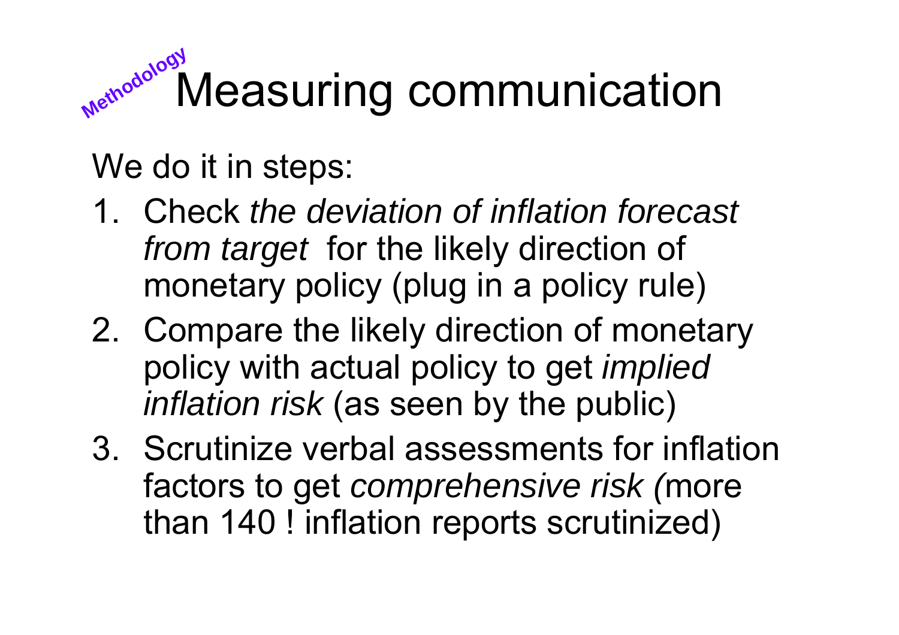Methodology

# Measuring communication

We do it in steps:

1. Check *the deviation of inflation forecast from target* for the likely direction of monetary policy (plug in a policy rule)
2. Compare the likely direction of monetary policy with actual policy to get *implied inflation risk* (as seen by the public)
3. Scrutinize verbal assessments for inflation factors to get *comprehensive risk (*more than 140 ! inflation reports scrutinized)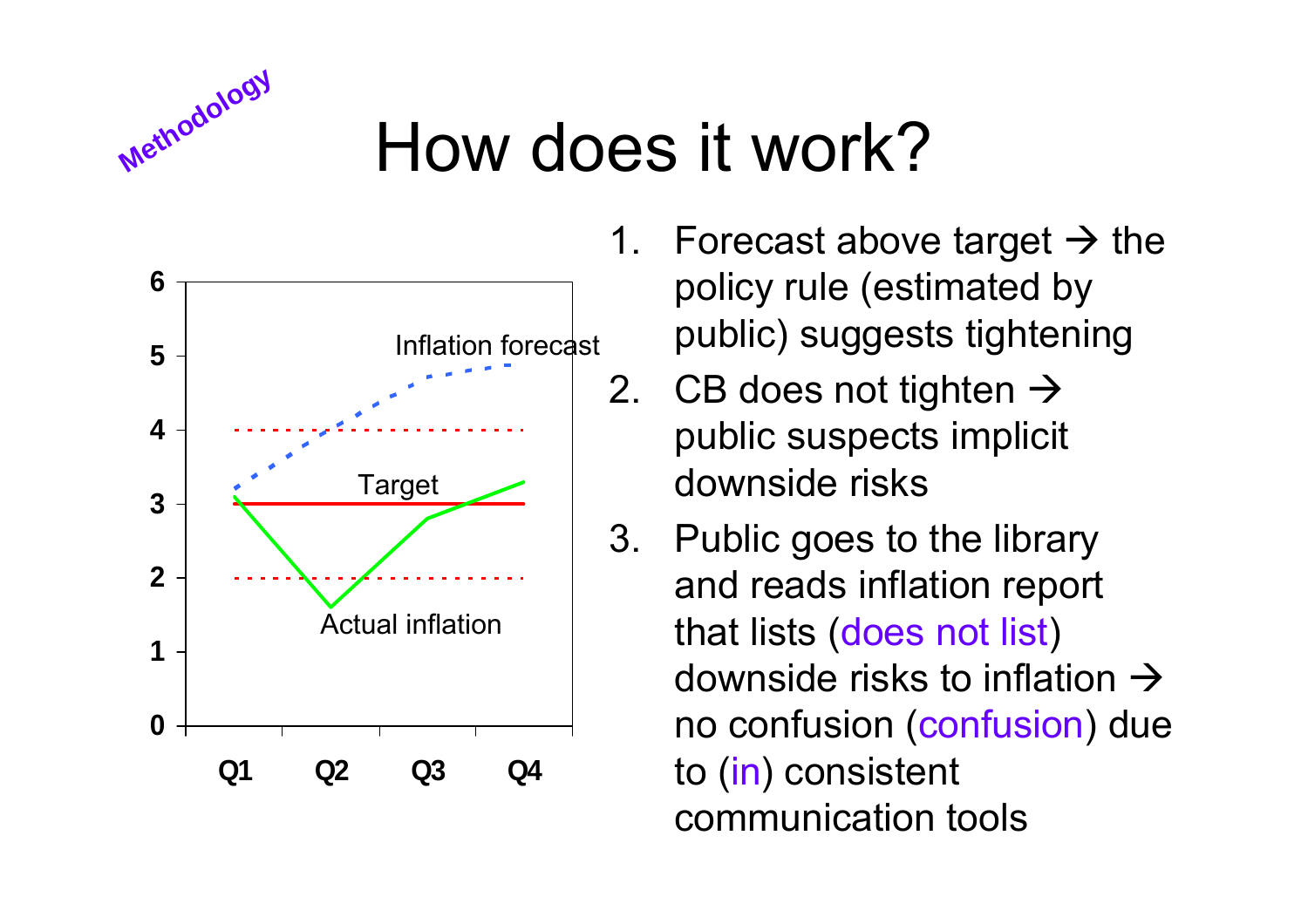Methodology

# How does it work?

1. Forecast above target → the policy rule (estimated by public) suggests tightening
2. CB does not tighten → public suspects implicit downside risks
3. Public goes to the library and reads inflation report that lists (does not list) downside risks to inflation → no confusion (confusion) due to (in) consistent communication tools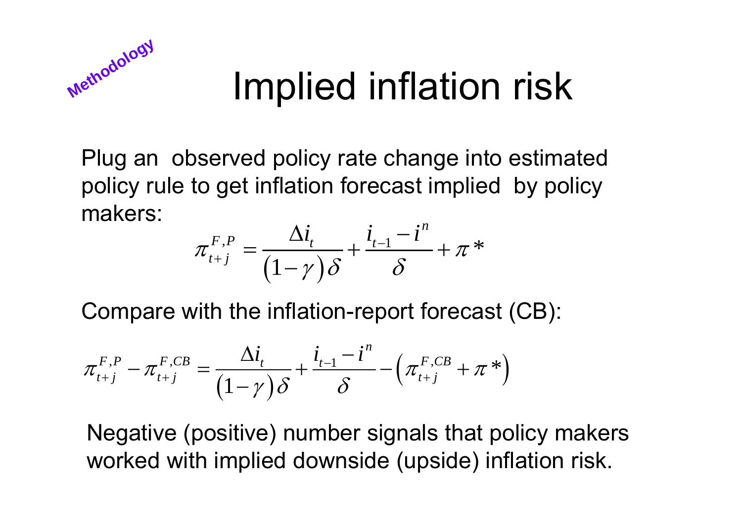Methodology

# Implied inflation risk

Plug an observed policy rate change into estimated policy rule to get inflation forecast implied by policy makers:

$$\pi_{t+j}^{F,P} = \frac{\Delta i_t}{(1-\gamma)\delta} + \frac{i_{t-1} - i^n}{\delta} + \pi *$$

Compare with the inflation-report forecast (CB):

$$\pi_{t+j}^{F,P} - \pi_{t+j}^{F,CB} = \frac{\Delta i_t}{(1-\gamma)\delta} + \frac{i_{t-1} - i^n}{\delta} - \left(\pi_{t+j}^{F,CB} + \pi *\right)$$

Negative (positive) number signals that policy makers worked with implied downside (upside) inflation risk.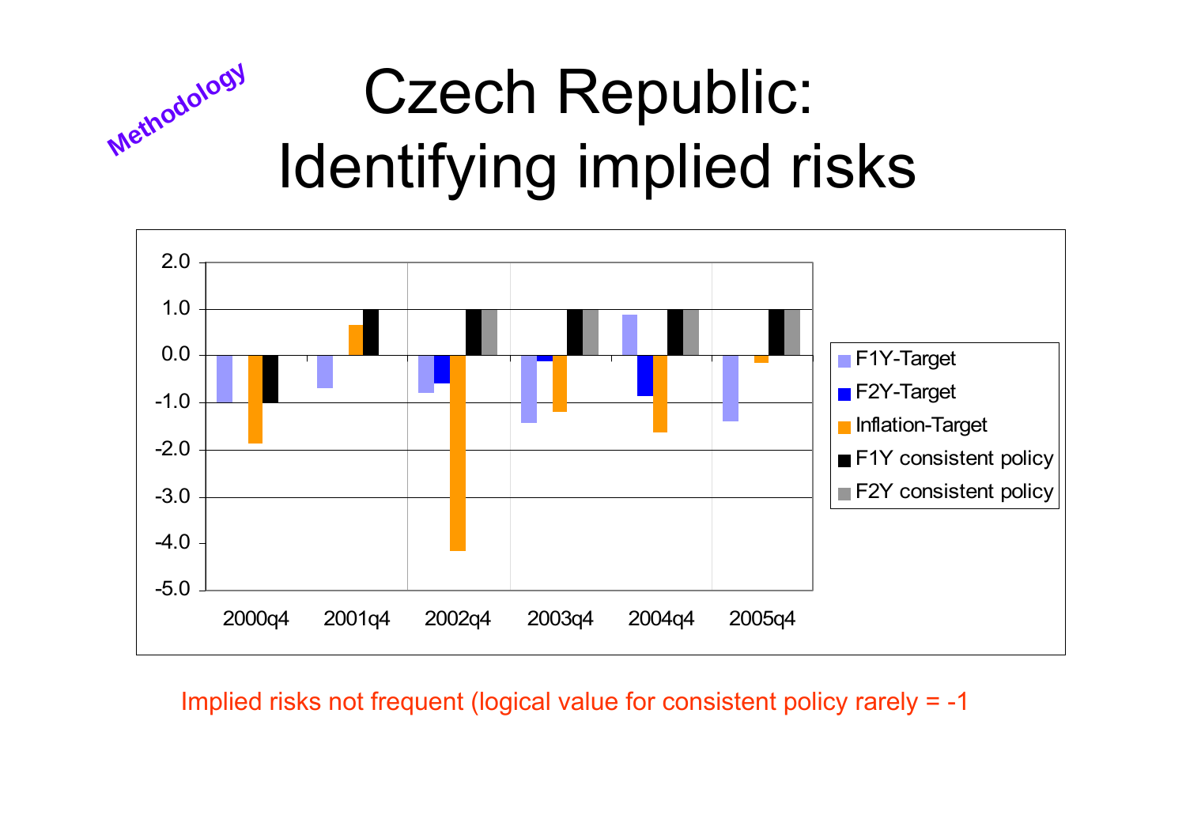Methodology

# Czech Republic: Identifying implied risks

Implied risks not frequent (logical value for consistent policy rarely = -1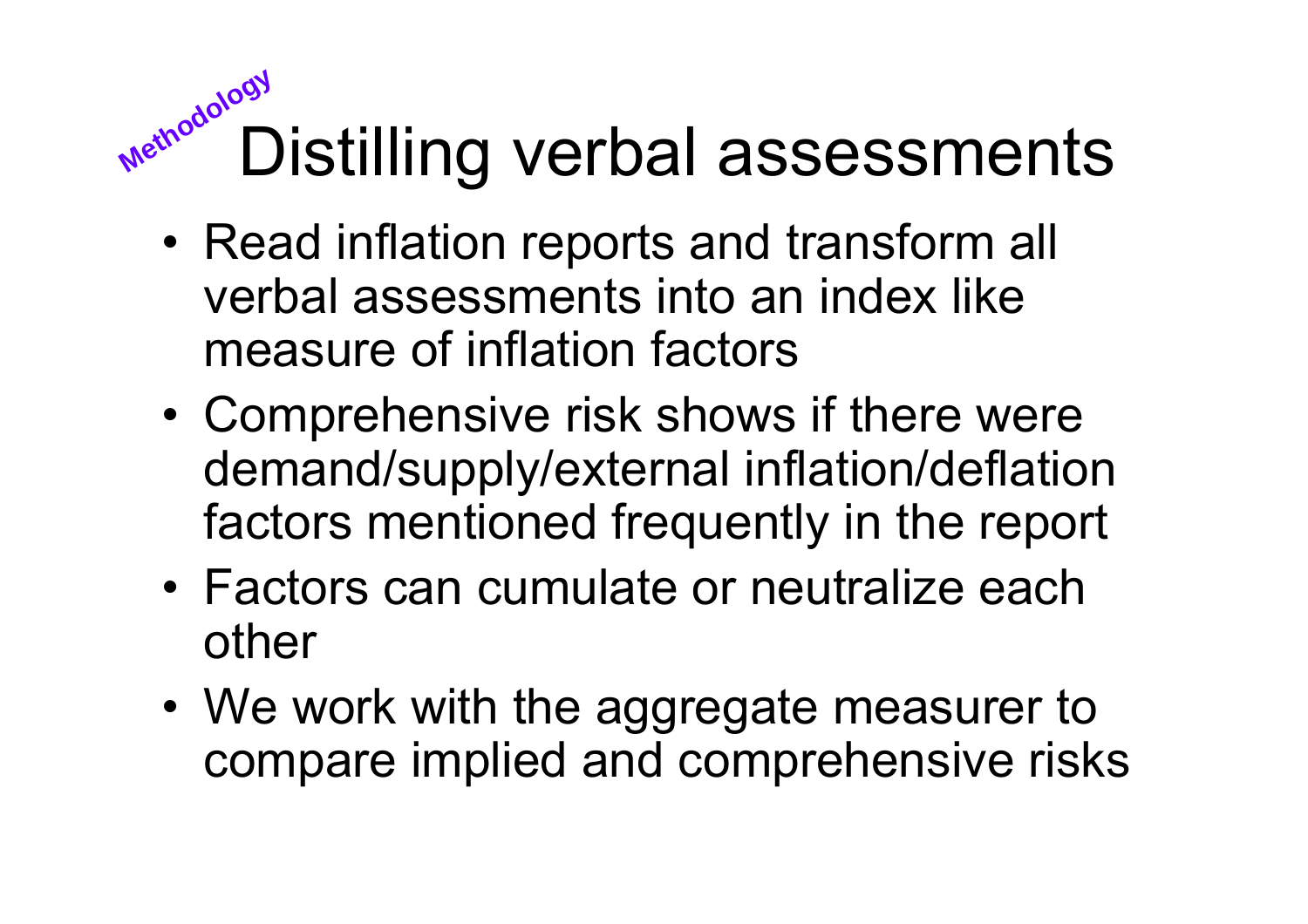Methodology

# Distilling verbal assessments

- Read inflation reports and transform all verbal assessments into an index like measure of inflation factors
- Comprehensive risk shows if there were demand/supply/external inflation/deflation factors mentioned frequently in the report
- Factors can cumulate or neutralize each other
- We work with the aggregate measurer to compare implied and comprehensive risks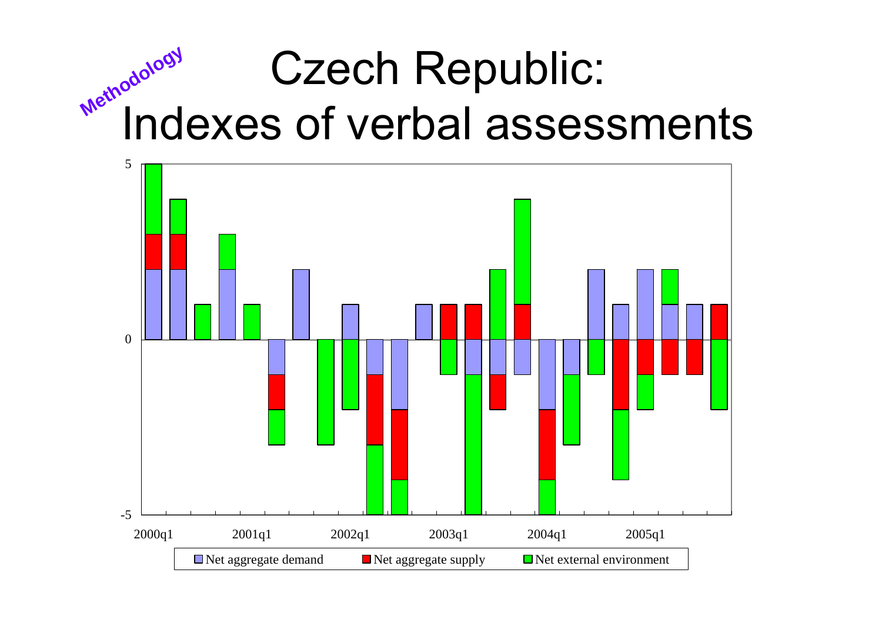Methodology

# Czech Republic: Indexes of verbal assessments

5

0

-5

2000q1 2001q1 2002q1 2003q1 2004q1 2005q1

Net aggregate demand | Net aggregate supply | Net external environment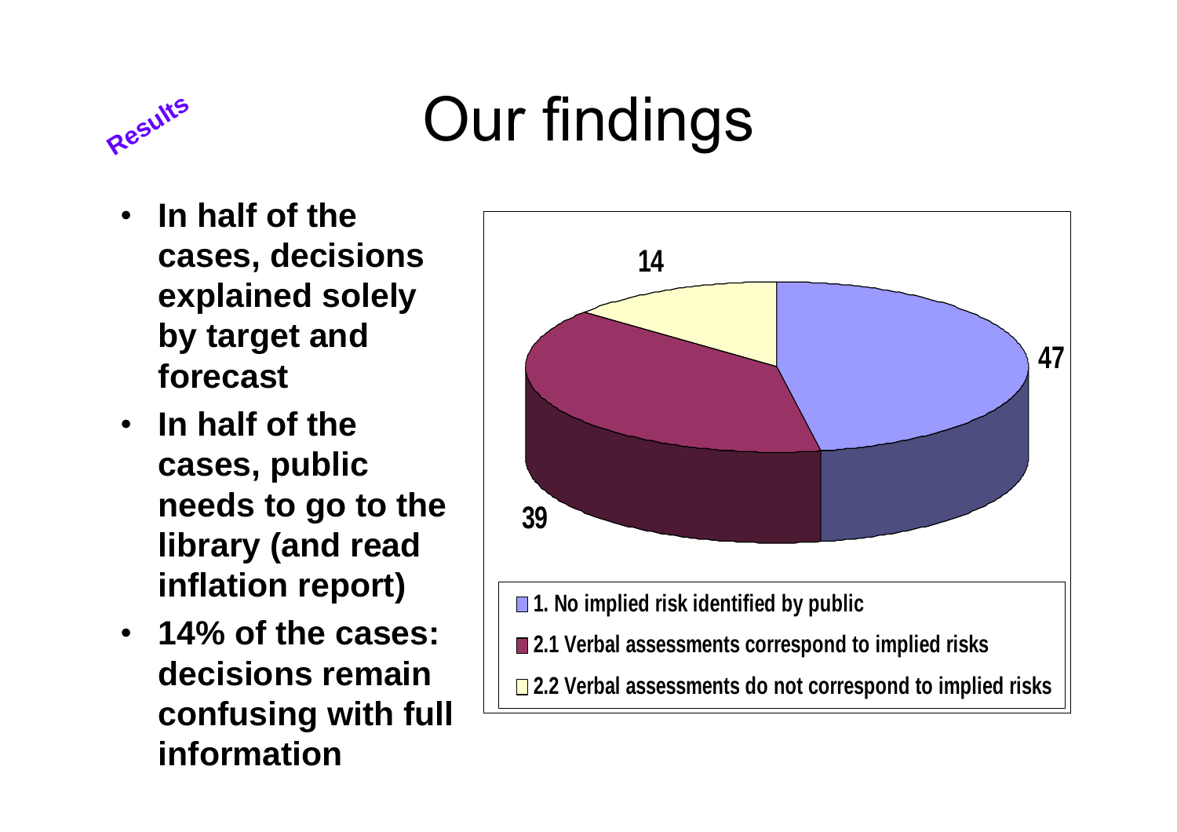# Our findings

*Results*

- **In half of the cases, decisions explained solely by target and forecast**
- **In half of the cases, public needs to go to the library (and read inflation report)**
- **14% of the cases: decisions remain confusing with full information**

| Category | Value |
|---|---|
| 1. No implied risk identified by public | 47 |
| 2.1 Verbal assessments correspond to implied risks | 39 |
| 2.2 Verbal assessments do not correspond to implied risks | 14 |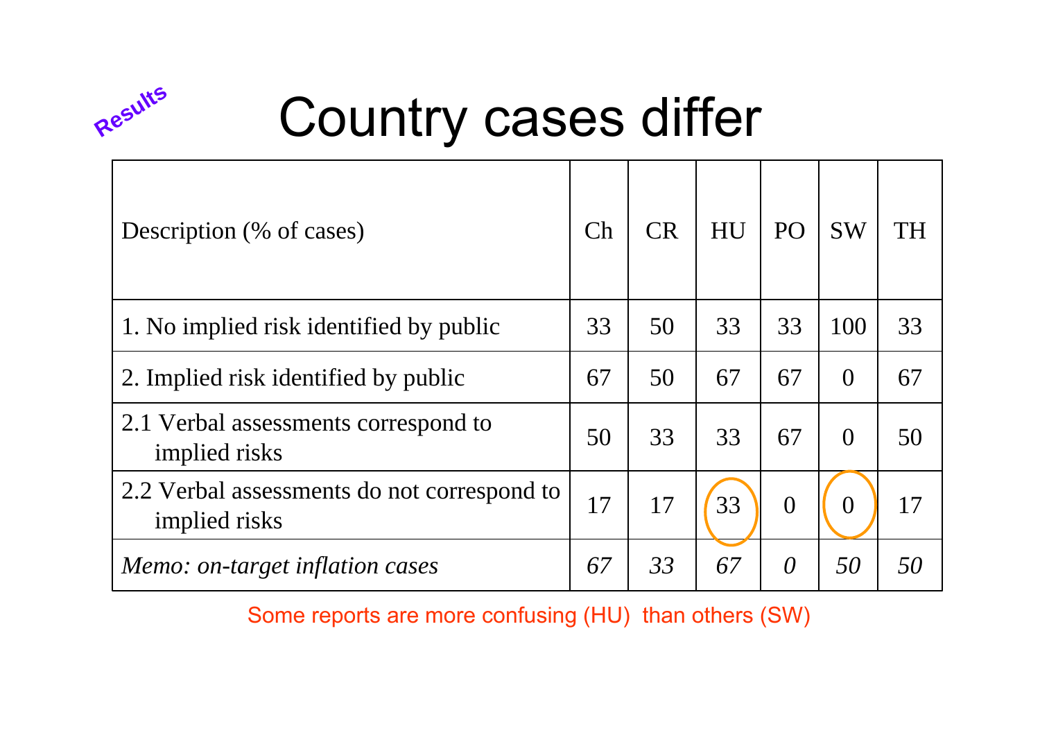Results

# Country cases differ

| Description (% of cases) | Ch | CR | HU | PO | SW | TH |
|---|---|---|---|---|---|---|
| 1. No implied risk identified by public | 33 | 50 | 33 | 33 | 100 | 33 |
| 2. Implied risk identified by public | 67 | 50 | 67 | 67 | 0 | 67 |
| 2.1 Verbal assessments correspond to implied risks | 50 | 33 | 33 | 67 | 0 | 50 |
| 2.2 Verbal assessments do not correspond to implied risks | 17 | 17 | 33 | 0 | 0 | 17 |
| *Memo: on-target inflation cases* | *67* | *33* | *67* | *0* | *50* | *50* |

Some reports are more confusing (HU) than others (SW)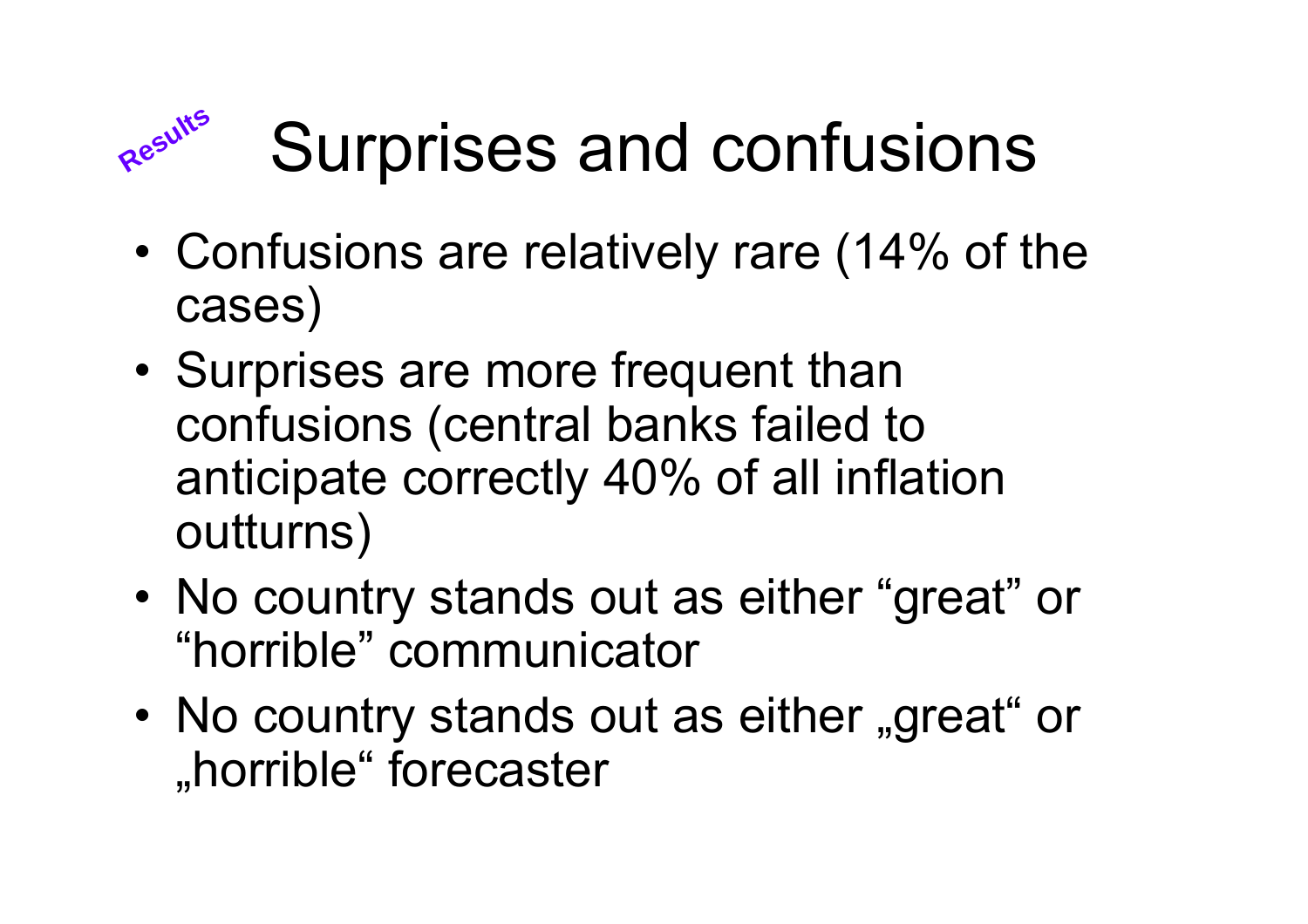Results

# Surprises and confusions

- Confusions are relatively rare (14% of the cases)
- Surprises are more frequent than confusions (central banks failed to anticipate correctly 40% of all inflation outturns)
- No country stands out as either “great” or “horrible” communicator
- No country stands out as either „great“ or „horrible“ forecaster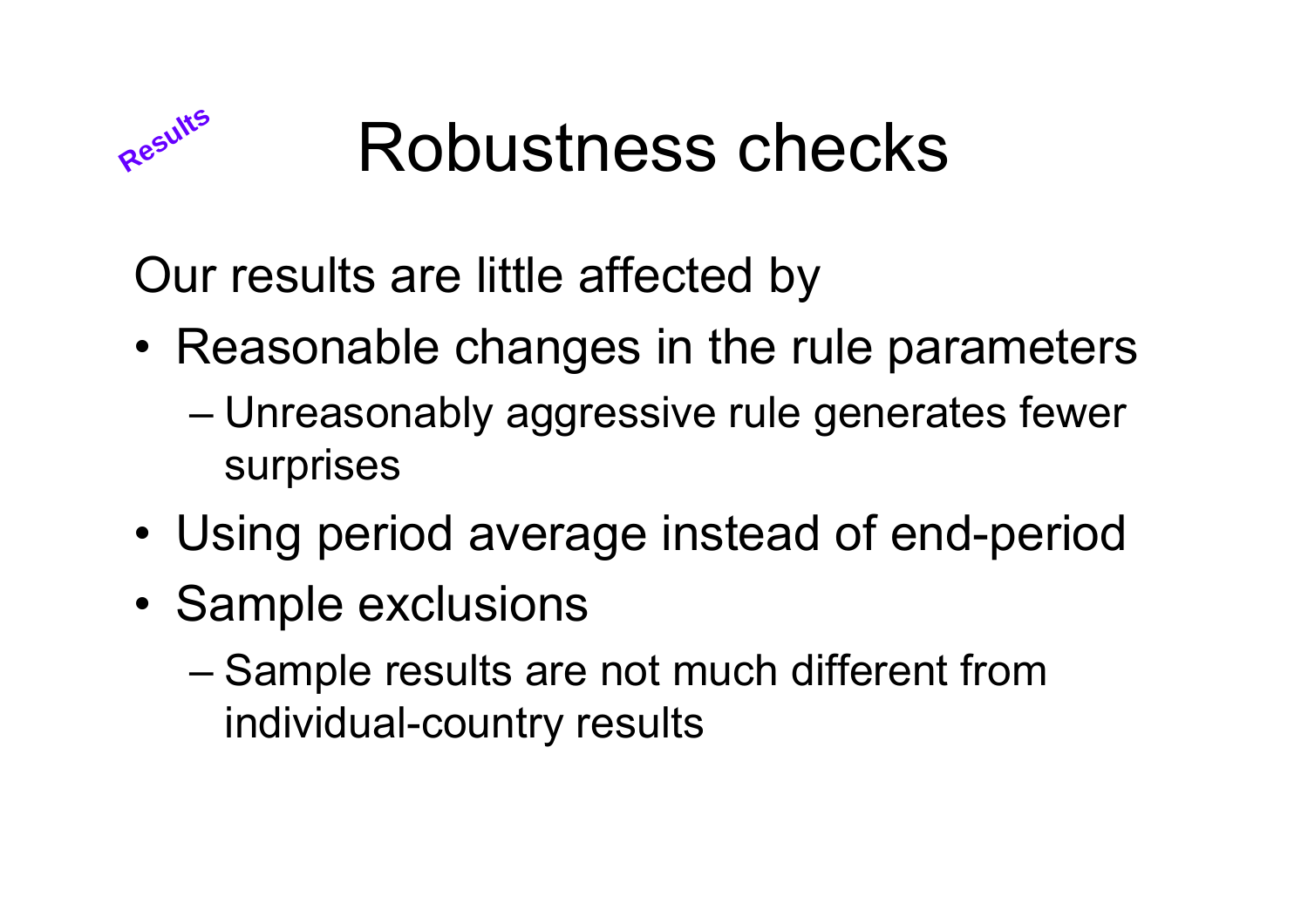Results

# Robustness checks

Our results are little affected by

- Reasonable changes in the rule parameters
  - Unreasonably aggressive rule generates fewer surprises
- Using period average instead of end-period
- Sample exclusions
  - Sample results are not much different from individual-country results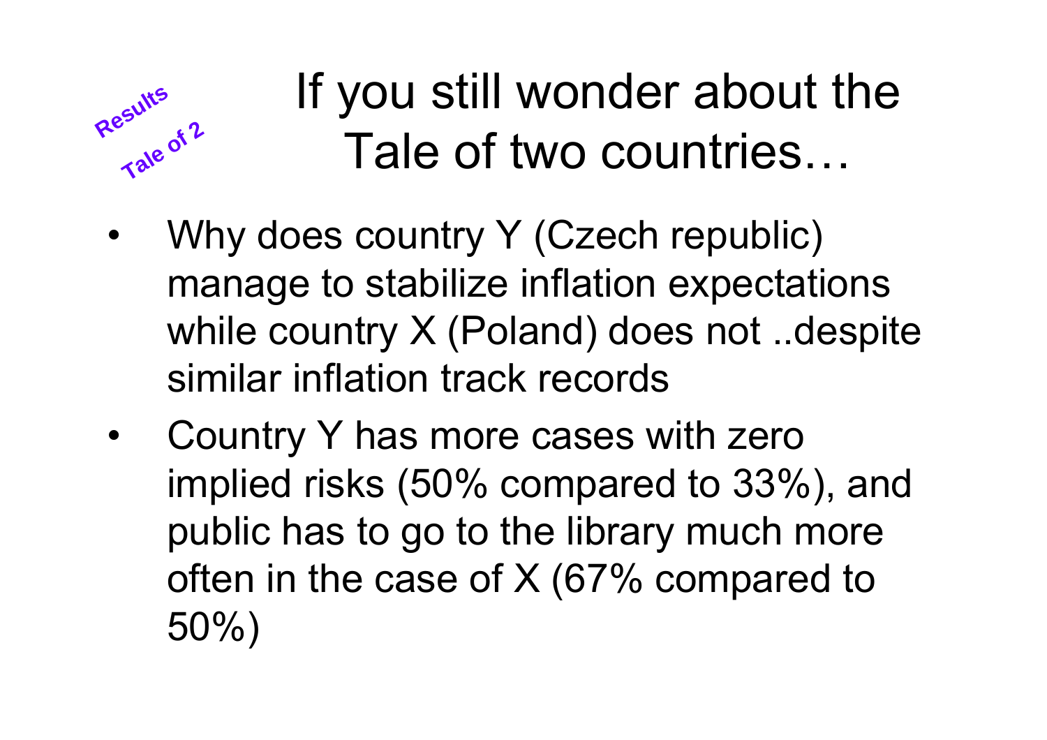Results
Tale of 2

# If you still wonder about the Tale of two countries…

- Why does country Y (Czech republic) manage to stabilize inflation expectations while country X (Poland) does not ..despite similar inflation track records
- Country Y has more cases with zero implied risks (50% compared to 33%), and public has to go to the library much more often in the case of X (67% compared to 50%)